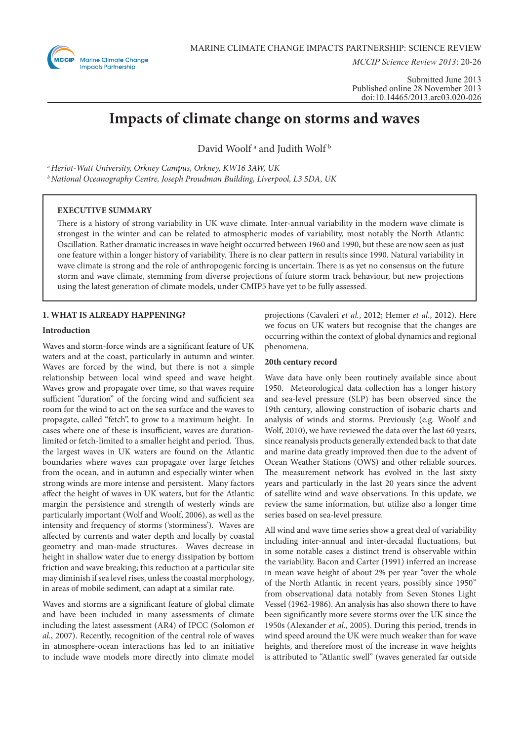MARINE CLIMATE CHANGE IMPACTS PARTNERSHIP: SCIENCE REVIEW

*MCCIP Science Review 2013*: 20-26

Submitted June 2013
Published online 28 November 2013
doi:10.14465/2013.arc03.020-026

# Impacts of climate change on storms and waves

David Woolf [a] and Judith Wolf [b]

[a] *Heriot-Watt University, Orkney Campus, Orkney, KW16 3AW, UK*
[b] *National Oceanography Centre, Joseph Proudman Building, Liverpool, L3 5DA, UK*

## EXECUTIVE SUMMARY

There is a history of strong variability in UK wave climate. Inter-annual variability in the modern wave climate is strongest in the winter and can be related to atmospheric modes of variability, most notably the North Atlantic Oscillation. Rather dramatic increases in wave height occurred between 1960 and 1990, but these are now seen as just one feature within a longer history of variability. There is no clear pattern in results since 1990. Natural variability in wave climate is strong and the role of anthropogenic forcing is uncertain. There is as yet no consensus on the future storm and wave climate, stemming from diverse projections of future storm track behaviour, but new projections using the latest generation of climate models, under CMIP5 have yet to be fully assessed.

## 1. WHAT IS ALREADY HAPPENING?

### Introduction

Waves and storm-force winds are a significant feature of UK waters and at the coast, particularly in autumn and winter. Waves are forced by the wind, but there is not a simple relationship between local wind speed and wave height. Waves grow and propagate over time, so that waves require sufficient "duration" of the forcing wind and sufficient sea room for the wind to act on the sea surface and the waves to propagate, called "fetch", to grow to a maximum height. In cases where one of these is insufficient, waves are duration-limited or fetch-limited to a smaller height and period. Thus, the largest waves in UK waters are found on the Atlantic boundaries where waves can propagate over large fetches from the ocean, and in autumn and especially winter when strong winds are more intense and persistent. Many factors affect the height of waves in UK waters, but for the Atlantic margin the persistence and strength of westerly winds are particularly important (Wolf and Woolf, 2006), as well as the intensity and frequency of storms ('storminess'). Waves are affected by currents and water depth and locally by coastal geometry and man-made structures. Waves decrease in height in shallow water due to energy dissipation by bottom friction and wave breaking; this reduction at a particular site may diminish if sea level rises, unless the coastal morphology, in areas of mobile sediment, can adapt at a similar rate.

Waves and storms are a significant feature of global climate and have been included in many assessments of climate including the latest assessment (AR4) of IPCC (Solomon *et al*., 2007). Recently, recognition of the central role of waves in atmosphere-ocean interactions has led to an initiative to include wave models more directly into climate model projections (Cavaleri *et al*., 2012; Hemer *et al*., 2012). Here we focus on UK waters but recognise that the changes are occurring within the context of global dynamics and regional phenomena.

### 20th century record

Wave data have only been routinely available since about 1950. Meteorological data collection has a longer history and sea-level pressure (SLP) has been observed since the 19th century, allowing construction of isobaric charts and analysis of winds and storms. Previously (e.g. Woolf and Wolf, 2010), we have reviewed the data over the last 60 years, since reanalysis products generally extended back to that date and marine data greatly improved then due to the advent of Ocean Weather Stations (OWS) and other reliable sources. The measurement network has evolved in the last sixty years and particularly in the last 20 years since the advent of satellite wind and wave observations. In this update, we review the same information, but utilize also a longer time series based on sea-level pressure.

All wind and wave time series show a great deal of variability including inter-annual and inter-decadal fluctuations, but in some notable cases a distinct trend is observable within the variability. Bacon and Carter (1991) inferred an increase in mean wave height of about 2% per year "over the whole of the North Atlantic in recent years, possibly since 1950" from observational data notably from Seven Stones Light Vessel (1962-1986). An analysis has also shown there to have been significantly more severe storms over the UK since the 1950s (Alexander *et al*., 2005). During this period, trends in wind speed around the UK were much weaker than for wave heights, and therefore most of the increase in wave heights is attributed to "Atlantic swell" (waves generated far outside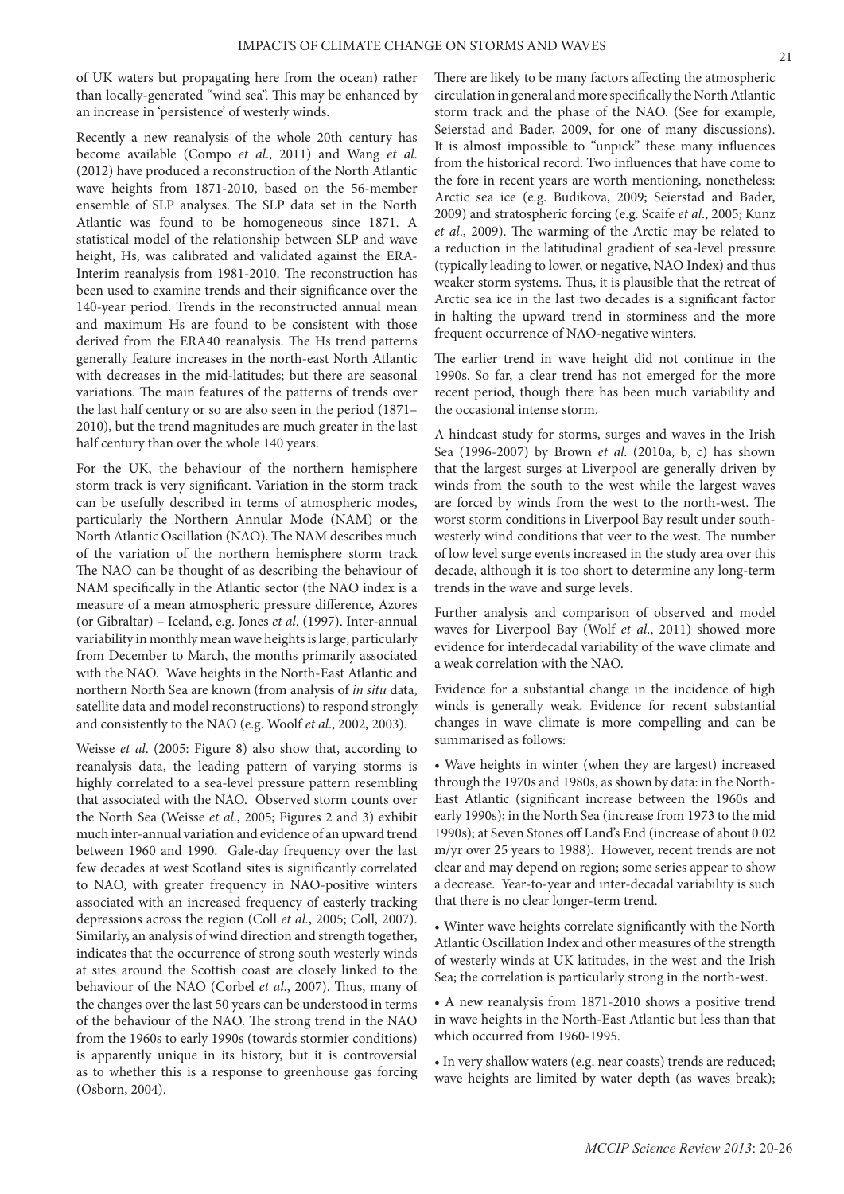of UK waters but propagating here from the ocean) rather than locally-generated "wind sea". This may be enhanced by an increase in 'persistence' of westerly winds.

Recently a new reanalysis of the whole 20th century has become available (Compo *et al*., 2011) and Wang *et al*. (2012) have produced a reconstruction of the North Atlantic wave heights from 1871-2010, based on the 56-member ensemble of SLP analyses. The SLP data set in the North Atlantic was found to be homogeneous since 1871. A statistical model of the relationship between SLP and wave height, Hs, was calibrated and validated against the ERA-Interim reanalysis from 1981-2010. The reconstruction has been used to examine trends and their significance over the 140-year period. Trends in the reconstructed annual mean and maximum Hs are found to be consistent with those derived from the ERA40 reanalysis. The Hs trend patterns generally feature increases in the north-east North Atlantic with decreases in the mid-latitudes; but there are seasonal variations. The main features of the patterns of trends over the last half century or so are also seen in the period (1871–2010), but the trend magnitudes are much greater in the last half century than over the whole 140 years.

For the UK, the behaviour of the northern hemisphere storm track is very significant. Variation in the storm track can be usefully described in terms of atmospheric modes, particularly the Northern Annular Mode (NAM) or the North Atlantic Oscillation (NAO). The NAM describes much of the variation of the northern hemisphere storm track The NAO can be thought of as describing the behaviour of NAM specifically in the Atlantic sector (the NAO index is a measure of a mean atmospheric pressure difference, Azores (or Gibraltar) – Iceland, e.g. Jones *et al*. (1997). Inter-annual variability in monthly mean wave heights is large, particularly from December to March, the months primarily associated with the NAO. Wave heights in the North-East Atlantic and northern North Sea are known (from analysis of *in situ* data, satellite data and model reconstructions) to respond strongly and consistently to the NAO (e.g. Woolf *et al*., 2002, 2003).

Weisse *et al*. (2005: Figure 8) also show that, according to reanalysis data, the leading pattern of varying storms is highly correlated to a sea-level pressure pattern resembling that associated with the NAO. Observed storm counts over the North Sea (Weisse *et al*., 2005; Figures 2 and 3) exhibit much inter-annual variation and evidence of an upward trend between 1960 and 1990. Gale-day frequency over the last few decades at west Scotland sites is significantly correlated to NAO, with greater frequency in NAO-positive winters associated with an increased frequency of easterly tracking depressions across the region (Coll *et al.*, 2005; Coll, 2007). Similarly, an analysis of wind direction and strength together, indicates that the occurrence of strong south westerly winds at sites around the Scottish coast are closely linked to the behaviour of the NAO (Corbel *et al.*, 2007). Thus, many of the changes over the last 50 years can be understood in terms of the behaviour of the NAO. The strong trend in the NAO from the 1960s to early 1990s (towards stormier conditions) is apparently unique in its history, but it is controversial as to whether this is a response to greenhouse gas forcing (Osborn, 2004).

There are likely to be many factors affecting the atmospheric circulation in general and more specifically the North Atlantic storm track and the phase of the NAO. (See for example, Seierstad and Bader, 2009, for one of many discussions). It is almost impossible to "unpick" these many influences from the historical record. Two influences that have come to the fore in recent years are worth mentioning, nonetheless: Arctic sea ice (e.g. Budikova, 2009; Seierstad and Bader, 2009) and stratospheric forcing (e.g. Scaife *et al*., 2005; Kunz *et al*., 2009). The warming of the Arctic may be related to a reduction in the latitudinal gradient of sea-level pressure (typically leading to lower, or negative, NAO Index) and thus weaker storm systems. Thus, it is plausible that the retreat of Arctic sea ice in the last two decades is a significant factor in halting the upward trend in storminess and the more frequent occurrence of NAO-negative winters.

The earlier trend in wave height did not continue in the 1990s. So far, a clear trend has not emerged for the more recent period, though there has been much variability and the occasional intense storm.

A hindcast study for storms, surges and waves in the Irish Sea (1996-2007) by Brown *et al*. (2010a, b, c) has shown that the largest surges at Liverpool are generally driven by winds from the south to the west while the largest waves are forced by winds from the west to the north-west. The worst storm conditions in Liverpool Bay result under south-westerly wind conditions that veer to the west. The number of low level surge events increased in the study area over this decade, although it is too short to determine any long-term trends in the wave and surge levels.

Further analysis and comparison of observed and model waves for Liverpool Bay (Wolf *et al*., 2011) showed more evidence for interdecadal variability of the wave climate and a weak correlation with the NAO.

Evidence for a substantial change in the incidence of high winds is generally weak. Evidence for recent substantial changes in wave climate is more compelling and can be summarised as follows:

- Wave heights in winter (when they are largest) increased through the 1970s and 1980s, as shown by data: in the North-East Atlantic (significant increase between the 1960s and early 1990s); in the North Sea (increase from 1973 to the mid 1990s); at Seven Stones off Land's End (increase of about 0.02 m/yr over 25 years to 1988). However, recent trends are not clear and may depend on region; some series appear to show a decrease. Year-to-year and inter-decadal variability is such that there is no clear longer-term trend.
- Winter wave heights correlate significantly with the North Atlantic Oscillation Index and other measures of the strength of westerly winds at UK latitudes, in the west and the Irish Sea; the correlation is particularly strong in the north-west.
- A new reanalysis from 1871-2010 shows a positive trend in wave heights in the North-East Atlantic but less than that which occurred from 1960-1995.
- In very shallow waters (e.g. near coasts) trends are reduced; wave heights are limited by water depth (as waves break);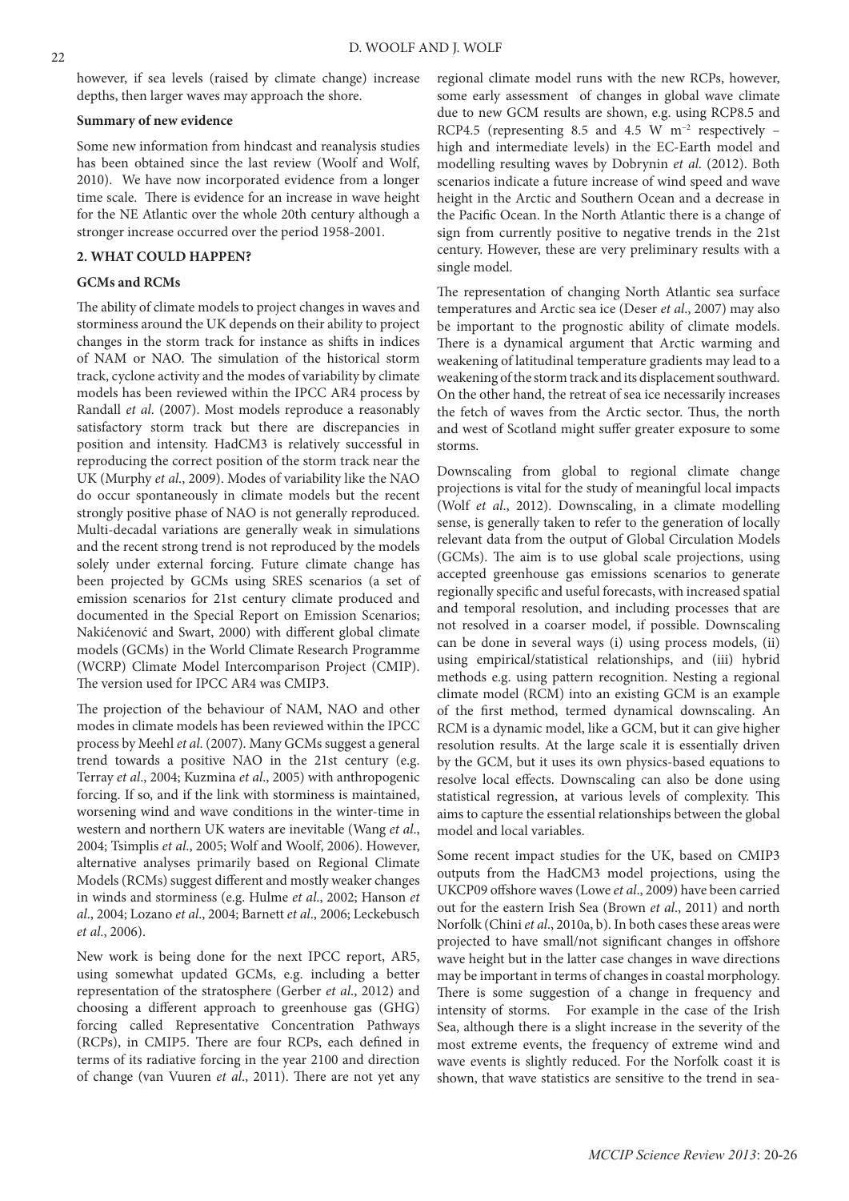however, if sea levels (raised by climate change) increase depths, then larger waves may approach the shore.

**Summary of new evidence**

Some new information from hindcast and reanalysis studies has been obtained since the last review (Woolf and Wolf, 2010). We have now incorporated evidence from a longer time scale. There is evidence for an increase in wave height for the NE Atlantic over the whole 20th century although a stronger increase occurred over the period 1958-2001.

## 2. WHAT COULD HAPPEN?

**GCMs and RCMs**

The ability of climate models to project changes in waves and storminess around the UK depends on their ability to project changes in the storm track for instance as shifts in indices of NAM or NAO. The simulation of the historical storm track, cyclone activity and the modes of variability by climate models has been reviewed within the IPCC AR4 process by Randall *et al*. (2007). Most models reproduce a reasonably satisfactory storm track but there are discrepancies in position and intensity. HadCM3 is relatively successful in reproducing the correct position of the storm track near the UK (Murphy *et al*., 2009). Modes of variability like the NAO do occur spontaneously in climate models but the recent strongly positive phase of NAO is not generally reproduced. Multi-decadal variations are generally weak in simulations and the recent strong trend is not reproduced by the models solely under external forcing. Future climate change has been projected by GCMs using SRES scenarios (a set of emission scenarios for 21st century climate produced and documented in the Special Report on Emission Scenarios; Nakićenović and Swart, 2000) with different global climate models (GCMs) in the World Climate Research Programme (WCRP) Climate Model Intercomparison Project (CMIP). The version used for IPCC AR4 was CMIP3.

The projection of the behaviour of NAM, NAO and other modes in climate models has been reviewed within the IPCC process by Meehl *et al*. (2007). Many GCMs suggest a general trend towards a positive NAO in the 21st century (e.g. Terray *et al*., 2004; Kuzmina *et al*., 2005) with anthropogenic forcing. If so, and if the link with storminess is maintained, worsening wind and wave conditions in the winter-time in western and northern UK waters are inevitable (Wang *et al*., 2004; Tsimplis *et al*., 2005; Wolf and Woolf, 2006). However, alternative analyses primarily based on Regional Climate Models (RCMs) suggest different and mostly weaker changes in winds and storminess (e.g. Hulme *et al*., 2002; Hanson *et al*., 2004; Lozano *et al*., 2004; Barnett *et al*., 2006; Leckebusch *et al*., 2006).

New work is being done for the next IPCC report, AR5, using somewhat updated GCMs, e.g. including a better representation of the stratosphere (Gerber *et al*., 2012) and choosing a different approach to greenhouse gas (GHG) forcing called Representative Concentration Pathways (RCPs), in CMIP5. There are four RCPs, each defined in terms of its radiative forcing in the year 2100 and direction of change (van Vuuren *et al*., 2011). There are not yet any regional climate model runs with the new RCPs, however, some early assessment of changes in global wave climate due to new GCM results are shown, e.g. using RCP8.5 and RCP4.5 (representing 8.5 and 4.5 W $m^{-2}$ respectively – high and intermediate levels) in the EC-Earth model and modelling resulting waves by Dobrynin *et al.* (2012). Both scenarios indicate a future increase of wind speed and wave height in the Arctic and Southern Ocean and a decrease in the Pacific Ocean. In the North Atlantic there is a change of sign from currently positive to negative trends in the 21st century. However, these are very preliminary results with a single model.

The representation of changing North Atlantic sea surface temperatures and Arctic sea ice (Deser *et al*., 2007) may also be important to the prognostic ability of climate models. There is a dynamical argument that Arctic warming and weakening of latitudinal temperature gradients may lead to a weakening of the storm track and its displacement southward. On the other hand, the retreat of sea ice necessarily increases the fetch of waves from the Arctic sector. Thus, the north and west of Scotland might suffer greater exposure to some storms.

Downscaling from global to regional climate change projections is vital for the study of meaningful local impacts (Wolf *et al*., 2012). Downscaling, in a climate modelling sense, is generally taken to refer to the generation of locally relevant data from the output of Global Circulation Models (GCMs). The aim is to use global scale projections, using accepted greenhouse gas emissions scenarios to generate regionally specific and useful forecasts, with increased spatial and temporal resolution, and including processes that are not resolved in a coarser model, if possible. Downscaling can be done in several ways (i) using process models, (ii) using empirical/statistical relationships, and (iii) hybrid methods e.g. using pattern recognition. Nesting a regional climate model (RCM) into an existing GCM is an example of the first method, termed dynamical downscaling. An RCM is a dynamic model, like a GCM, but it can give higher resolution results. At the large scale it is essentially driven by the GCM, but it uses its own physics-based equations to resolve local effects. Downscaling can also be done using statistical regression, at various levels of complexity. This aims to capture the essential relationships between the global model and local variables.

Some recent impact studies for the UK, based on CMIP3 outputs from the HadCM3 model projections, using the UKCP09 offshore waves (Lowe *et al*., 2009) have been carried out for the eastern Irish Sea (Brown *et al*., 2011) and north Norfolk (Chini *et al*., 2010a, b). In both cases these areas were projected to have small/not significant changes in offshore wave height but in the latter case changes in wave directions may be important in terms of changes in coastal morphology. There is some suggestion of a change in frequency and intensity of storms. For example in the case of the Irish Sea, although there is a slight increase in the severity of the most extreme events, the frequency of extreme wind and wave events is slightly reduced. For the Norfolk coast it is shown, that wave statistics are sensitive to the trend in sea-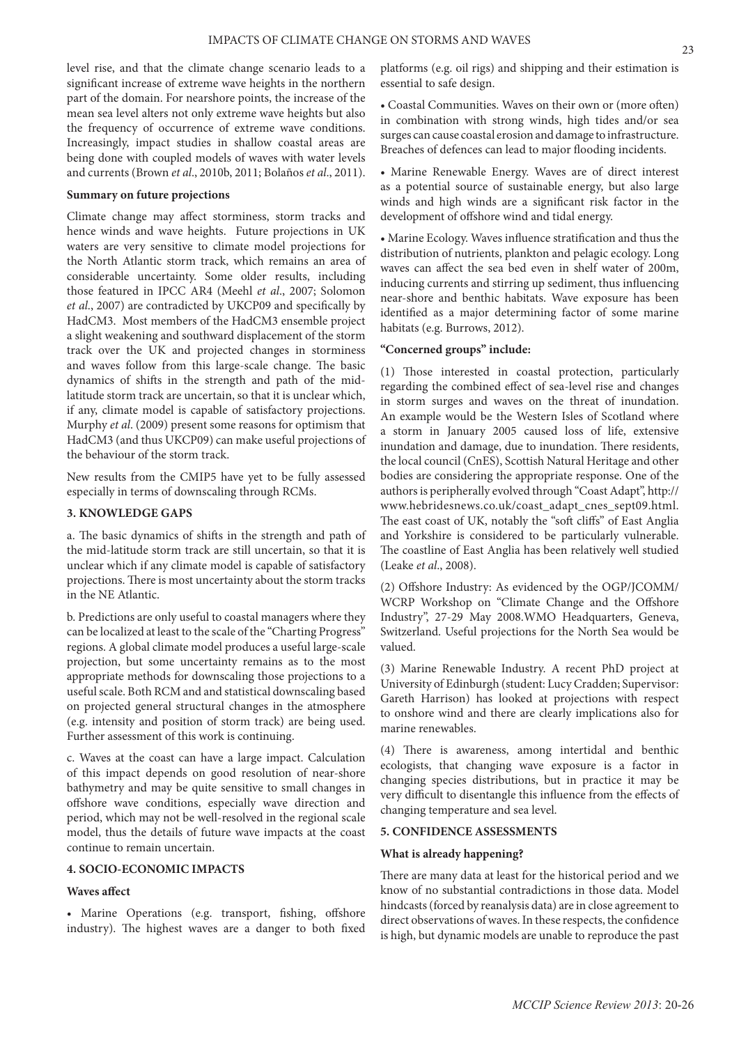level rise, and that the climate change scenario leads to a significant increase of extreme wave heights in the northern part of the domain. For nearshore points, the increase of the mean sea level alters not only extreme wave heights but also the frequency of occurrence of extreme wave conditions. Increasingly, impact studies in shallow coastal areas are being done with coupled models of waves with water levels and currents (Brown *et al*., 2010b, 2011; Bolaños *et al*., 2011).

**Summary on future projections**

Climate change may affect storminess, storm tracks and hence winds and wave heights. Future projections in UK waters are very sensitive to climate model projections for the North Atlantic storm track, which remains an area of considerable uncertainty. Some older results, including those featured in IPCC AR4 (Meehl *et al*., 2007; Solomon *et al*., 2007) are contradicted by UKCP09 and specifically by HadCM3. Most members of the HadCM3 ensemble project a slight weakening and southward displacement of the storm track over the UK and projected changes in storminess and waves follow from this large-scale change. The basic dynamics of shifts in the strength and path of the mid-latitude storm track are uncertain, so that it is unclear which, if any, climate model is capable of satisfactory projections. Murphy *et al*. (2009) present some reasons for optimism that HadCM3 (and thus UKCP09) can make useful projections of the behaviour of the storm track.

New results from the CMIP5 have yet to be fully assessed especially in terms of downscaling through RCMs.

## 3. KNOWLEDGE GAPS

a. The basic dynamics of shifts in the strength and path of the mid-latitude storm track are still uncertain, so that it is unclear which if any climate model is capable of satisfactory projections. There is most uncertainty about the storm tracks in the NE Atlantic.

b. Predictions are only useful to coastal managers where they can be localized at least to the scale of the "Charting Progress" regions. A global climate model produces a useful large-scale projection, but some uncertainty remains as to the most appropriate methods for downscaling those projections to a useful scale. Both RCM and and statistical downscaling based on projected general structural changes in the atmosphere (e.g. intensity and position of storm track) are being used. Further assessment of this work is continuing.

c. Waves at the coast can have a large impact. Calculation of this impact depends on good resolution of near-shore bathymetry and may be quite sensitive to small changes in offshore wave conditions, especially wave direction and period, which may not be well-resolved in the regional scale model, thus the details of future wave impacts at the coast continue to remain uncertain.

## 4. SOCIO-ECONOMIC IMPACTS

**Waves affect**

- Marine Operations (e.g. transport, fishing, offshore industry). The highest waves are a danger to both fixed platforms (e.g. oil rigs) and shipping and their estimation is essential to safe design.

- Coastal Communities. Waves on their own or (more often) in combination with strong winds, high tides and/or sea surges can cause coastal erosion and damage to infrastructure. Breaches of defences can lead to major flooding incidents.

- Marine Renewable Energy. Waves are of direct interest as a potential source of sustainable energy, but also large winds and high winds are a significant risk factor in the development of offshore wind and tidal energy.

- Marine Ecology. Waves influence stratification and thus the distribution of nutrients, plankton and pelagic ecology. Long waves can affect the sea bed even in shelf water of 200m, inducing currents and stirring up sediment, thus influencing near-shore and benthic habitats. Wave exposure has been identified as a major determining factor of some marine habitats (e.g. Burrows, 2012).

**"Concerned groups" include:**

(1) Those interested in coastal protection, particularly regarding the combined effect of sea-level rise and changes in storm surges and waves on the threat of inundation. An example would be the Western Isles of Scotland where a storm in January 2005 caused loss of life, extensive inundation and damage, due to inundation. There residents, the local council (CnES), Scottish Natural Heritage and other bodies are considering the appropriate response. One of the authors is peripherally evolved through "Coast Adapt", http://www.hebridesnews.co.uk/coast_adapt_cnes_sept09.html. The east coast of UK, notably the "soft cliffs" of East Anglia and Yorkshire is considered to be particularly vulnerable. The coastline of East Anglia has been relatively well studied (Leake *et al*., 2008).

(2) Offshore Industry: As evidenced by the OGP/JCOMM/WCRP Workshop on "Climate Change and the Offshore Industry", 27-29 May 2008.WMO Headquarters, Geneva, Switzerland. Useful projections for the North Sea would be valued.

(3) Marine Renewable Industry. A recent PhD project at University of Edinburgh (student: Lucy Cradden; Supervisor: Gareth Harrison) has looked at projections with respect to onshore wind and there are clearly implications also for marine renewables.

(4) There is awareness, among intertidal and benthic ecologists, that changing wave exposure is a factor in changing species distributions, but in practice it may be very difficult to disentangle this influence from the effects of changing temperature and sea level.

## 5. CONFIDENCE ASSESSMENTS

**What is already happening?**

There are many data at least for the historical period and we know of no substantial contradictions in those data. Model hindcasts (forced by reanalysis data) are in close agreement to direct observations of waves. In these respects, the confidence is high, but dynamic models are unable to reproduce the past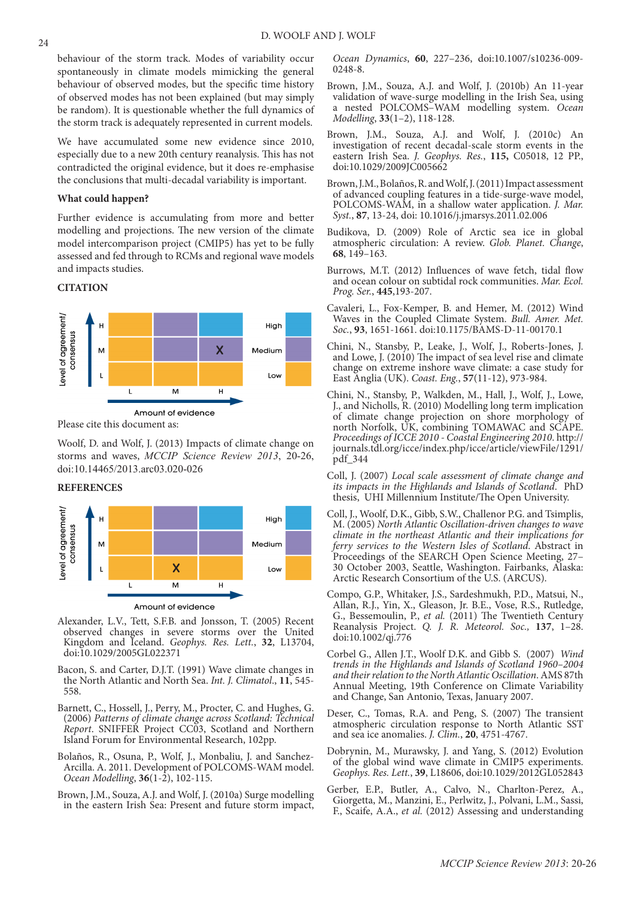behaviour of the storm track. Modes of variability occur spontaneously in climate models mimicking the general behaviour of observed modes, but the specific time history of observed modes has not been explained (but may simply be random). It is questionable whether the full dynamics of the storm track is adequately represented in current models.

We have accumulated some new evidence since 2010, especially due to a new 20th century reanalysis. This has not contradicted the original evidence, but it does re-emphasise the conclusions that multi-decadal variability is important.

**What could happen?**

Further evidence is accumulating from more and better modelling and projections. The new version of the climate model intercomparison project (CMIP5) has yet to be fully assessed and fed through to RCMs and regional wave models and impacts studies.

**CITATION**

| Level of agreement/consensus | L | M | H |
|---|---|---|---|
| H | | | |
| M | | | X |
| L | | | |

Amount of evidence (L, M, H). Key: High, Medium, Low.

Please cite this document as:

Woolf, D. and Wolf, J. (2013) Impacts of climate change on storms and waves, *MCCIP Science Review 2013*, 20-26, doi:10.14465/2013.arc03.020-026

**REFERENCES**

| Level of agreement/consensus | L | M | H |
|---|---|---|---|
| H | | | |
| M | | | |
| L | | X | |

Amount of evidence (L, M, H). Key: High, Medium, Low.

Alexander, L.V., Tett, S.F.B. and Jonsson, T. (2005) Recent observed changes in severe storms over the United Kingdom and Iceland. *Geophys. Res. Lett.*, **32**, L13704, doi:10.1029/2005GL022371

Bacon, S. and Carter, D.J.T. (1991) Wave climate changes in the North Atlantic and North Sea. *Int. J. Climatol.*, **11**, 545-558.

Barnett, C., Hossell, J., Perry, M., Procter, C. and Hughes, G. (2006) *Patterns of climate change across Scotland: Technical Report*. SNIFFER Project CC03, Scotland and Northern Island Forum for Environmental Research, 102pp.

Bolaños, R., Osuna, P., Wolf, J., Monbaliu, J. and Sanchez-Arcilla. A. 2011. Development of POLCOMS-WAM model. *Ocean Modelling*, **36**(1-2), 102-115.

Brown, J.M., Souza, A.J. and Wolf, J. (2010a) Surge modelling in the eastern Irish Sea: Present and future storm impact, *Ocean Dynamics*, **60**, 227–236, doi:10.1007/s10236-009-0248-8.

Brown, J.M., Souza, A.J. and Wolf, J. (2010b) An 11-year validation of wave-surge modelling in the Irish Sea, using a nested POLCOMS–WAM modelling system. *Ocean Modelling*, **33**(1–2), 118-128.

Brown, J.M., Souza, A.J. and Wolf, J. (2010c) An investigation of recent decadal-scale storm events in the eastern Irish Sea. *J. Geophys. Res.*, **115,** C05018, 12 PP., doi:10.1029/2009JC005662

Brown, J.M., Bolaños, R. and Wolf, J. (2011) Impact assessment of advanced coupling features in a tide-surge-wave model, POLCOMS-WAM, in a shallow water application. *J. Mar. Syst.*, **87**, 13-24, doi: 10.1016/j.jmarsys.2011.02.006

Budikova, D. (2009) Role of Arctic sea ice in global atmospheric circulation: A review. *Glob. Planet. Change*, **68**, 149–163.

Burrows, M.T. (2012) Influences of wave fetch, tidal flow and ocean colour on subtidal rock communities. *Mar. Ecol. Prog. Ser.*, **445**,193-207.

Cavaleri, L., Fox-Kemper, B. and Hemer, M. (2012) Wind Waves in the Coupled Climate System. *Bull. Amer. Met. Soc.*, **93**, 1651-1661. doi:10.1175/BAMS-D-11-00170.1

Chini, N., Stansby, P., Leake, J., Wolf, J., Roberts-Jones, J. and Lowe, J. (2010) The impact of sea level rise and climate change on extreme inshore wave climate: a case study for East Anglia (UK). *Coast. Eng.*, **57**(11-12), 973-984.

Chini, N., Stansby, P., Walkden, M., Hall, J., Wolf, J., Lowe, J., and Nicholls, R. (2010) Modelling long term implication of climate change projection on shore morphology of north Norfolk, UK, combining TOMAWAC and SCAPE. *Proceedings of ICCE 2010 - Coastal Engineering 2010.* http://journals.tdl.org/icce/index.php/icce/article/viewFile/1291/pdf_344

Coll, J. (2007) *Local scale assessment of climate change and its impacts in the Highlands and Islands of Scotland*. PhD thesis, UHI Millennium Institute/The Open University.

Coll, J., Woolf, D.K., Gibb, S.W., Challenor P.G. and Tsimplis, M. (2005) *North Atlantic Oscillation-driven changes to wave climate in the northeast Atlantic and their implications for ferry services to the Western Isles of Scotland*. Abstract in Proceedings of the SEARCH Open Science Meeting, 27–30 October 2003, Seattle, Washington. Fairbanks, Alaska: Arctic Research Consortium of the U.S. (ARCUS).

Compo, G.P., Whitaker, J.S., Sardeshmukh, P.D., Matsui, N., Allan, R.J., Yin, X., Gleason, Jr. B.E., Vose, R.S., Rutledge, G., Bessemoulin, P., *et al.* (2011) The Twentieth Century Reanalysis Project. *Q. J. R. Meteorol. Soc.,* **137**, 1–28. doi:10.1002/qj.776

Corbel G., Allen J.T., Woolf D.K. and Gibb S. (2007) *Wind trends in the Highlands and Islands of Scotland 1960–2004 and their relation to the North Atlantic Oscillation*. AMS 87th Annual Meeting, 19th Conference on Climate Variability and Change, San Antonio, Texas, January 2007.

Deser, C., Tomas, R.A. and Peng, S. (2007) The transient atmospheric circulation response to North Atlantic SST and sea ice anomalies. *J. Clim.*, **20**, 4751-4767.

Dobrynin, M., Murawsky, J. and Yang, S. (2012) Evolution of the global wind wave climate in CMIP5 experiments. *Geophys. Res. Lett.*, **39**, L18606, doi:10.1029/2012GL052843

Gerber, E.P., Butler, A., Calvo, N., Charlton-Perez, A., Giorgetta, M., Manzini, E., Perlwitz, J., Polvani, L.M., Sassi, F., Scaife, A.A., *et al.* (2012) Assessing and understanding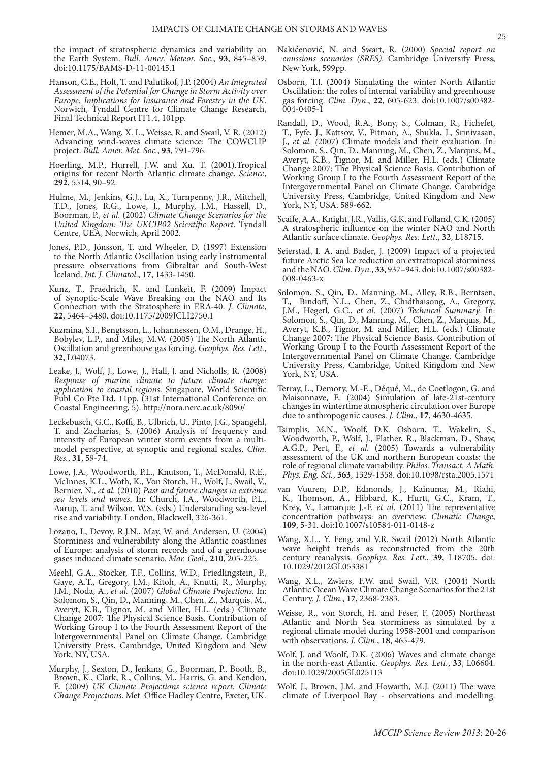the impact of stratospheric dynamics and variability on the Earth System. *Bull. Amer. Meteor. Soc.*, **93**, 845–859. doi:10.1175/BAMS-D-11-00145.1

Hanson, C.E., Holt, T. and Palutikof, J.P. (2004) *An Integrated Assessment of the Potential for Change in Storm Activity over Europe: Implications for Insurance and Forestry in the UK*. Norwich, Tyndall Centre for Climate Change Research, Final Technical Report IT1.4, 101pp.

Hemer, M.A., Wang, X. L., Weisse, R. and Swail, V. R. (2012) Advancing wind-waves climate science: The COWCLIP project. *Bull. Amer. Met. Soc.*, **93**, 791-796.

Hoerling, M.P., Hurrell, J.W. and Xu. T. (2001).Tropical origins for recent North Atlantic climate change. *Science*, **292**, 5514, 90–92.

Hulme, M., Jenkins, G.J., Lu, X., Turnpenny, J.R., Mitchell, T.D., Jones, R.G., Lowe, J., Murphy, J.M., Hassell, D., Boorman, P., *et al.* (2002) *Climate Change Scenarios for the United Kingdom: The UKCIP02 Scientific Report*. Tyndall Centre, UEA, Norwich, April 2002.

Jones, P.D., Jónsson, T. and Wheeler, D. (1997) Extension to the North Atlantic Oscillation using early instrumental pressure observations from Gibraltar and South-West Iceland. *Int. J. Climatol.*, **17**, 1433-1450.

Kunz, T., Fraedrich, K. and Lunkeit, F. (2009) Impact of Synoptic-Scale Wave Breaking on the NAO and Its Connection with the Stratosphere in ERA-40. *J. Climate*, **22**, 5464–5480. doi:10.1175/2009JCLI2750.1

Kuzmina, S.I., Bengtsson, L., Johannessen, O.M., Drange, H., Bobylev, L.P., and Miles, M.W. (2005) The North Atlantic Oscillation and greenhouse gas forcing. *Geophys. Res. Lett.*, **32**, L04073.

Leake, J., Wolf, J., Lowe, J., Hall, J. and Nicholls, R. (2008) *Response of marine climate to future climate change: application to coastal regions*. Singapore, World Scientific Publ Co Pte Ltd, 11pp. (31st International Conference on Coastal Engineering, 5). http://nora.nerc.ac.uk/8090/

Leckebusch, G.C., Koffi, B., Ulbrich, U., Pinto, J.G., Spangehl, T. and Zacharias, S. (2006) Analysis of frequency and intensity of European winter storm events from a multi-model perspective, at synoptic and regional scales. *Clim. Res.*, **31**, 59-74.

Lowe, J.A., Woodworth, P.L., Knutson, T., McDonald, R.E., McInnes, K.L., Woth, K., Von Storch, H., Wolf, J., Swail, V., Bernier, N., *et al.* (2010) *Past and future changes in extreme sea levels and waves*. In: Church, J.A., Woodworth, P.L., Aarup, T. and Wilson, W.S. (eds.) Understanding sea-level rise and variability. London, Blackwell, 326-361.

Lozano, I., Devoy, R.J.N., May, W. and Andersen, U. (2004) Storminess and vulnerability along the Atlantic coastlines of Europe: analysis of storm records and of a greenhouse gases induced climate scenario. *Mar. Geol.*, **210**, 205-225.

Meehl, G.A., Stocker, T.F., Collins, W.D., Friedlingstein, P., Gaye, A.T., Gregory, J.M., Kitoh, A., Knutti, R., Murphy, J.M., Noda, A., *et al.* (2007) *Global Climate Projections*. In: Solomon, S., Qin, D., Manning, M., Chen, Z., Marquis, M., Averyt, K.B., Tignor, M. and Miller, H.L. (eds.) Climate Change 2007: The Physical Science Basis. Contribution of Working Group I to the Fourth Assessment Report of the Intergovernmental Panel on Climate Change. Cambridge University Press, Cambridge, United Kingdom and New York, NY, USA.

Murphy, J., Sexton, D., Jenkins, G., Boorman, P., Booth, B., Brown, K., Clark, R., Collins, M., Harris, G. and Kendon, E. (2009) *UK Climate Projections science report: Climate Change Projections*. Met Office Hadley Centre, Exeter, UK.

Nakićenović, N. and Swart, R. (2000) *Special report on emissions scenarios (SRES)*. Cambridge University Press, New York, 599pp.

Osborn, T.J. (2004) Simulating the winter North Atlantic Oscillation: the roles of internal variability and greenhouse gas forcing. *Clim. Dyn*., **22**, 605-623. doi:10.1007/s00382-004-0405-1

Randall, D., Wood, R.A., Bony, S., Colman, R., Fichefet, T., Fyfe, J., Kattsov, V., Pitman, A., Shukla, J., Srinivasan, J., *et al. (*2007) Climate models and their evaluation. In: Solomon, S., Qin, D., Manning, M., Chen, Z., Marquis, M., Averyt, K.B., Tignor, M. and Miller, H.L. (eds.) Climate Change 2007: The Physical Science Basis. Contribution of Working Group I to the Fourth Assessment Report of the Intergovernmental Panel on Climate Change. Cambridge University Press, Cambridge, United Kingdom and New York, NY, USA. 589-662.

Scaife, A.A., Knight, J.R., Vallis, G.K. and Folland, C.K. (2005) A stratospheric influence on the winter NAO and North Atlantic surface climate. *Geophys. Res. Lett*., **32**, L18715.

Seierstad, I. A. and Bader, J. (2009) Impact of a projected future Arctic Sea Ice reduction on extratropical storminess and the NAO. *Clim. Dyn.*, **33**, 937–943. doi:10.1007/s00382-008-0463-x

Solomon, S., Qin, D., Manning, M., Alley, R.B., Berntsen, T., Bindoff, N.L., Chen, Z., Chidthaisong, A., Gregory, J.M., Hegerl, G.C., *et al.* (2007) *Technical Summary.* In: Solomon, S., Qin, D., Manning, M., Chen, Z., Marquis, M., Averyt, K.B., Tignor, M. and Miller, H.L. (eds.) Climate Change 2007: The Physical Science Basis. Contribution of Working Group I to the Fourth Assessment Report of the Intergovernmental Panel on Climate Change. Cambridge University Press, Cambridge, United Kingdom and New York, NY, USA.

Terray, L., Demory, M.-E., Déqué, M., de Coetlogon, G. and Maisonnave, E. (2004) Simulation of late-21st-century changes in wintertime atmospheric circulation over Europe due to anthropogenic causes. *J. Clim.*, **17**, 4630-4635.

Tsimplis, M.N., Woolf, D.K. Osborn, T., Wakelin, S., Woodworth, P., Wolf, J., Flather, R., Blackman, D., Shaw, A.G.P., Pert, F., *et al.* (2005) Towards a vulnerability assessment of the UK and northern European coasts: the role of regional climate variability. *Philos. Transact. A Math. Phys. Eng. Sci.*, **363**, 1329-1358. doi:10.1098/rsta.2005.1571

van Vuuren, D.P., Edmonds, J., Kainuma, M., Riahi, K., Thomson, A., Hibbard, K., Hurtt, G.C., Kram, T., Krey, V., Lamarque J.-F. *et al*. (2011) The representative concentration pathways: an overview. *Climatic Change*, **109**, 5-31. doi:10.1007/s10584-011-0148-z

Wang, X.L., Y. Feng, and V.R. Swail (2012) North Atlantic wave height trends as reconstructed from the 20th century reanalysis. *Geophys. Res. Lett.*, **39**, L18705. doi: 10.1029/2012GL053381

Wang, X.L., Zwiers, F.W. and Swail, V.R. (2004) North Atlantic Ocean Wave Climate Change Scenarios for the 21st Century. *J. Clim.*, **17**, 2368-2383.

Weisse, R., von Storch, H. and Feser, F. (2005) Northeast Atlantic and North Sea storminess as simulated by a regional climate model during 1958-2001 and comparison with observations. *J. Clim*., **18**, 465-479.

Wolf, J. and Woolf, D.K. (2006) Waves and climate change in the north-east Atlantic. *Geophys. Res. Lett.*, **33**, L06604. doi:10.1029/2005GL025113

Wolf, J., Brown, J.M. and Howarth, M.J. (2011) The wave climate of Liverpool Bay - observations and modelling.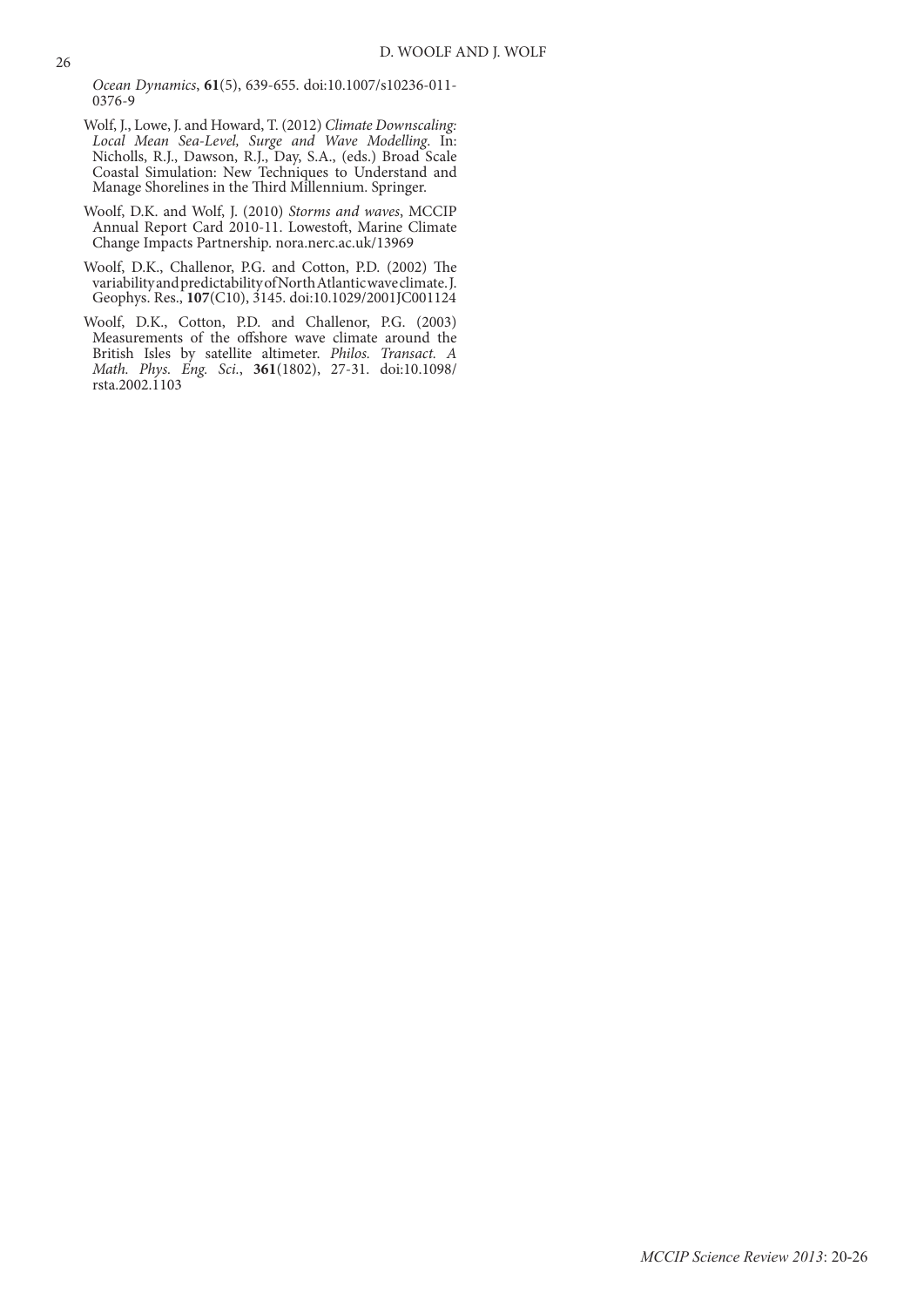*Ocean Dynamics*, **61**(5), 639-655. doi:10.1007/s10236-011-0376-9

Wolf, J., Lowe, J. and Howard, T. (2012) *Climate Downscaling: Local Mean Sea-Level, Surge and Wave Modelling*. In: Nicholls, R.J., Dawson, R.J., Day, S.A., (eds.) Broad Scale Coastal Simulation: New Techniques to Understand and Manage Shorelines in the Third Millennium. Springer.

Woolf, D.K. and Wolf, J. (2010) *Storms and waves*, MCCIP Annual Report Card 2010-11. Lowestoft, Marine Climate Change Impacts Partnership. nora.nerc.ac.uk/13969

Woolf, D.K., Challenor, P.G. and Cotton, P.D. (2002) The variability and predictability of North Atlantic wave climate. J. Geophys. Res., **107**(C10), 3145. doi:10.1029/2001JC001124

Woolf, D.K., Cotton, P.D. and Challenor, P.G. (2003) Measurements of the offshore wave climate around the British Isles by satellite altimeter. *Philos. Transact. A Math. Phys. Eng. Sci.*, **361**(1802), 27-31. doi:10.1098/rsta.2002.1103